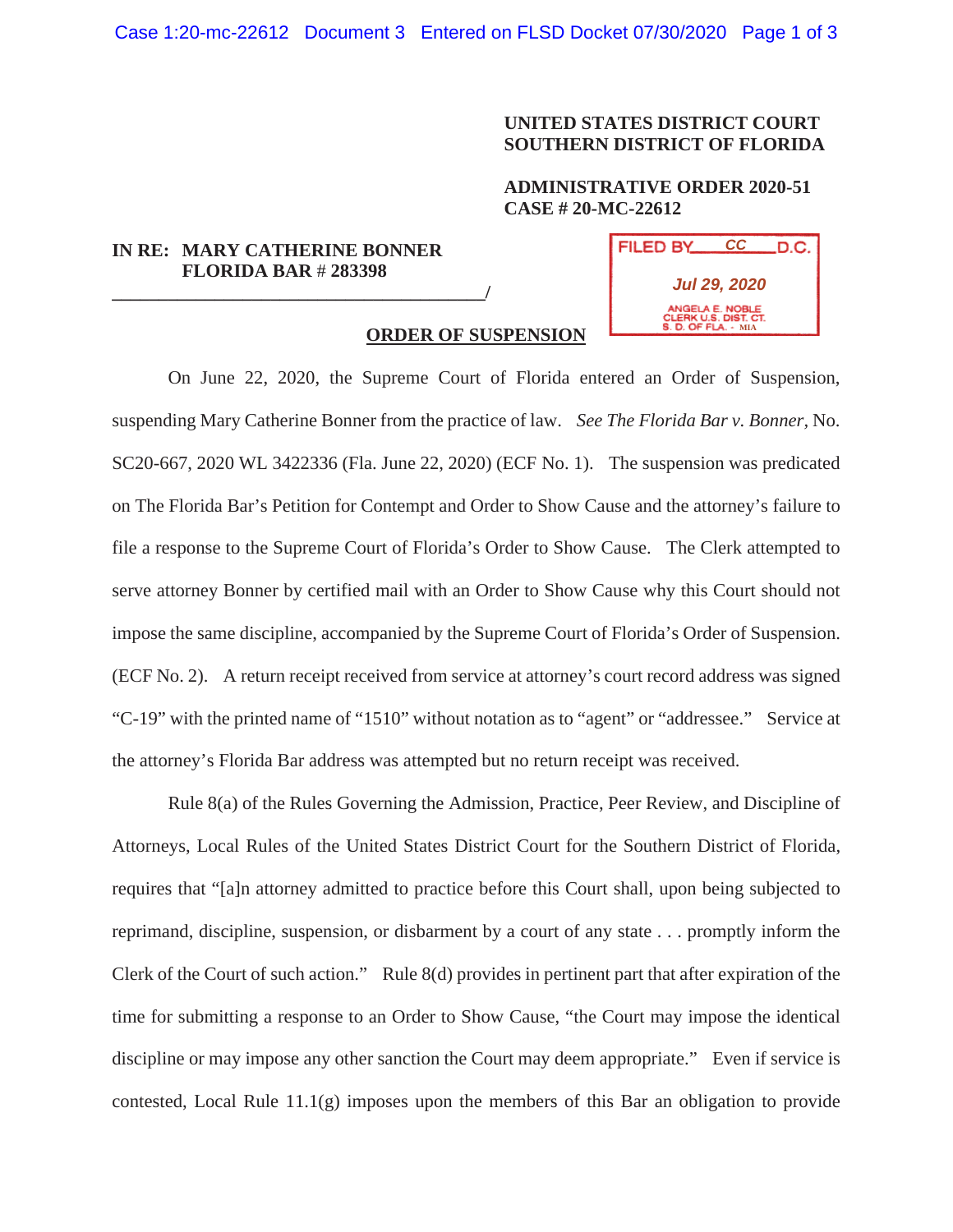**UNITED STATES DISTRICT COURT**
**SOUTHERN DISTRICT OF FLORIDA**

**ADMINISTRATIVE ORDER 2020-51**
**CASE # 20-MC-22612**

**IN RE: MARY CATHERINE BONNER**
**FLORIDA BAR # 283398**
_______________________________________/

FILED BY CC D.C.
Jul 29, 2020
ANGELA E. NOBLE
CLERK U.S. DIST. CT.
S. D. OF FLA. - MIA

**ORDER OF SUSPENSION**

On June 22, 2020, the Supreme Court of Florida entered an Order of Suspension, suspending Mary Catherine Bonner from the practice of law. *See The Florida Bar v. Bonner*, No. SC20-667, 2020 WL 3422336 (Fla. June 22, 2020) (ECF No. 1). The suspension was predicated on The Florida Bar's Petition for Contempt and Order to Show Cause and the attorney's failure to file a response to the Supreme Court of Florida's Order to Show Cause. The Clerk attempted to serve attorney Bonner by certified mail with an Order to Show Cause why this Court should not impose the same discipline, accompanied by the Supreme Court of Florida's Order of Suspension. (ECF No. 2). A return receipt received from service at attorney's court record address was signed "C-19" with the printed name of "1510" without notation as to "agent" or "addressee." Service at the attorney's Florida Bar address was attempted but no return receipt was received.

Rule 8(a) of the Rules Governing the Admission, Practice, Peer Review, and Discipline of Attorneys, Local Rules of the United States District Court for the Southern District of Florida, requires that "[a]n attorney admitted to practice before this Court shall, upon being subjected to reprimand, discipline, suspension, or disbarment by a court of any state . . . promptly inform the Clerk of the Court of such action." Rule 8(d) provides in pertinent part that after expiration of the time for submitting a response to an Order to Show Cause, "the Court may impose the identical discipline or may impose any other sanction the Court may deem appropriate." Even if service is contested, Local Rule 11.1(g) imposes upon the members of this Bar an obligation to provide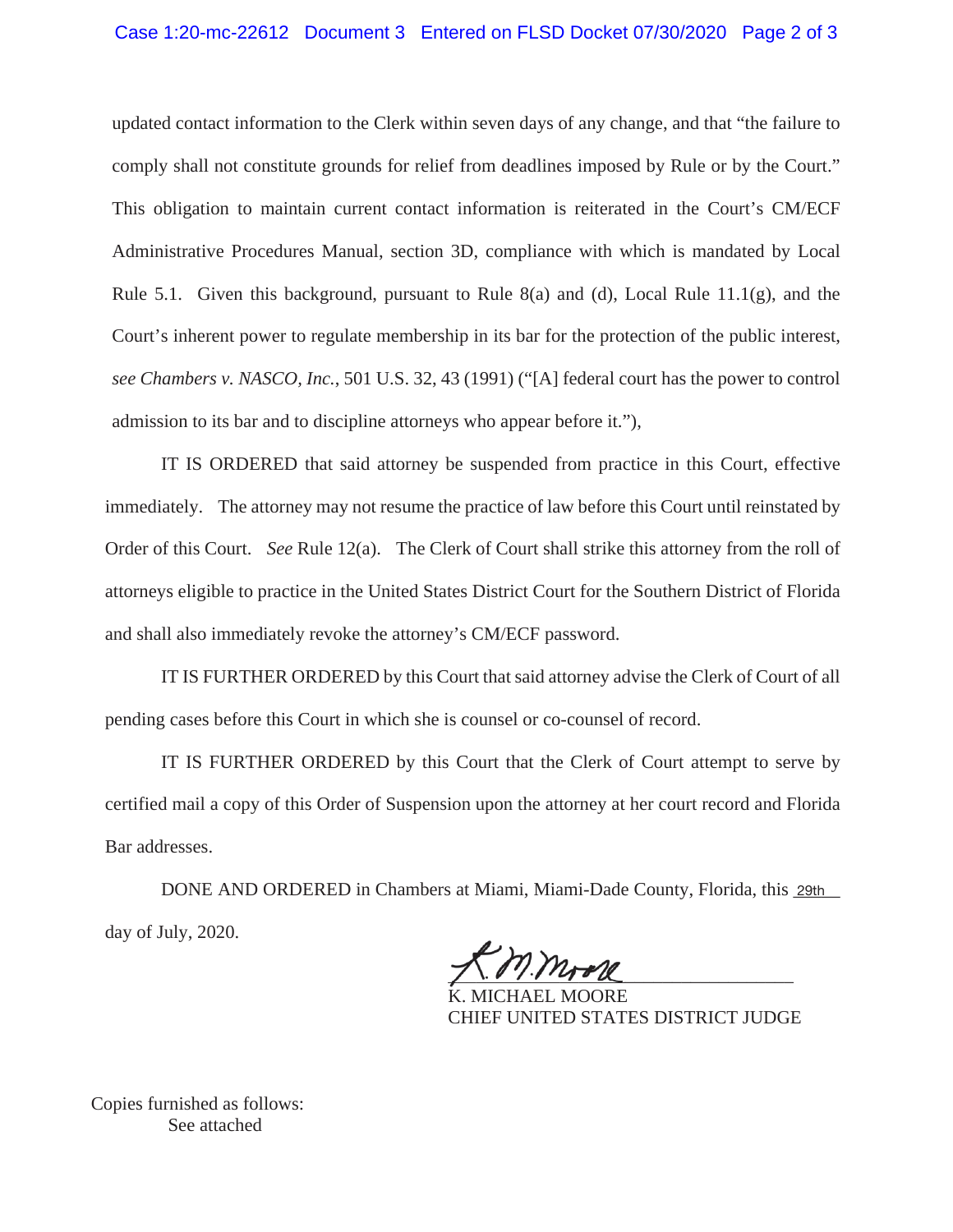updated contact information to the Clerk within seven days of any change, and that "the failure to comply shall not constitute grounds for relief from deadlines imposed by Rule or by the Court." This obligation to maintain current contact information is reiterated in the Court's CM/ECF Administrative Procedures Manual, section 3D, compliance with which is mandated by Local Rule 5.1. Given this background, pursuant to Rule 8(a) and (d), Local Rule 11.1(g), and the Court's inherent power to regulate membership in its bar for the protection of the public interest, *see Chambers v. NASCO, Inc.*, 501 U.S. 32, 43 (1991) ("[A] federal court has the power to control admission to its bar and to discipline attorneys who appear before it."),

IT IS ORDERED that said attorney be suspended from practice in this Court, effective immediately. The attorney may not resume the practice of law before this Court until reinstated by Order of this Court. *See* Rule 12(a). The Clerk of Court shall strike this attorney from the roll of attorneys eligible to practice in the United States District Court for the Southern District of Florida and shall also immediately revoke the attorney's CM/ECF password.

IT IS FURTHER ORDERED by this Court that said attorney advise the Clerk of Court of all pending cases before this Court in which she is counsel or co-counsel of record.

IT IS FURTHER ORDERED by this Court that the Clerk of Court attempt to serve by certified mail a copy of this Order of Suspension upon the attorney at her court record and Florida Bar addresses.

DONE AND ORDERED in Chambers at Miami, Miami-Dade County, Florida, this 29th day of July, 2020.

K. MICHAEL MOORE
CHIEF UNITED STATES DISTRICT JUDGE

Copies furnished as follows:
See attached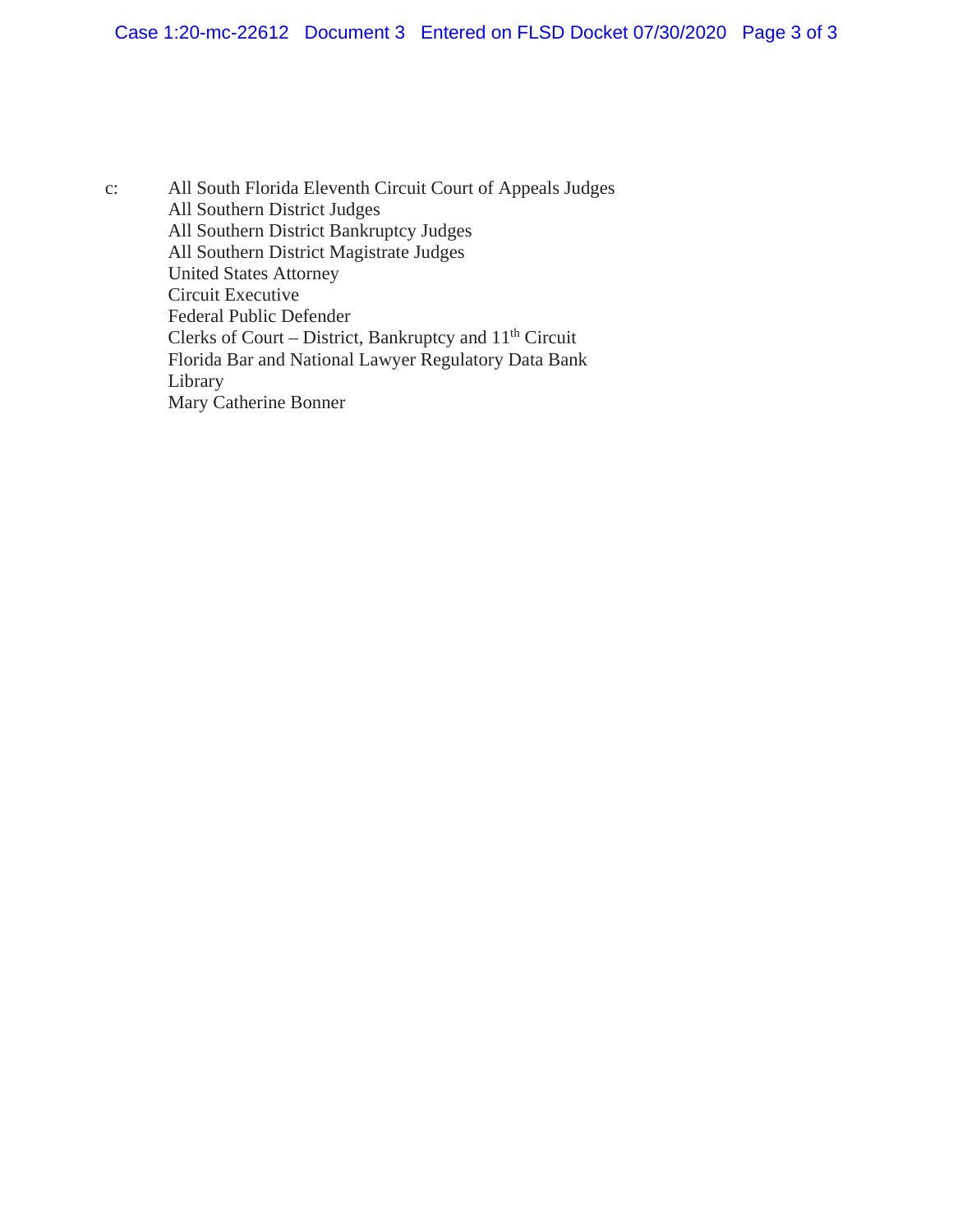c: All South Florida Eleventh Circuit Court of Appeals Judges
All Southern District Judges
All Southern District Bankruptcy Judges
All Southern District Magistrate Judges
United States Attorney
Circuit Executive
Federal Public Defender
Clerks of Court – District, Bankruptcy and 11th Circuit
Florida Bar and National Lawyer Regulatory Data Bank
Library
Mary Catherine Bonner